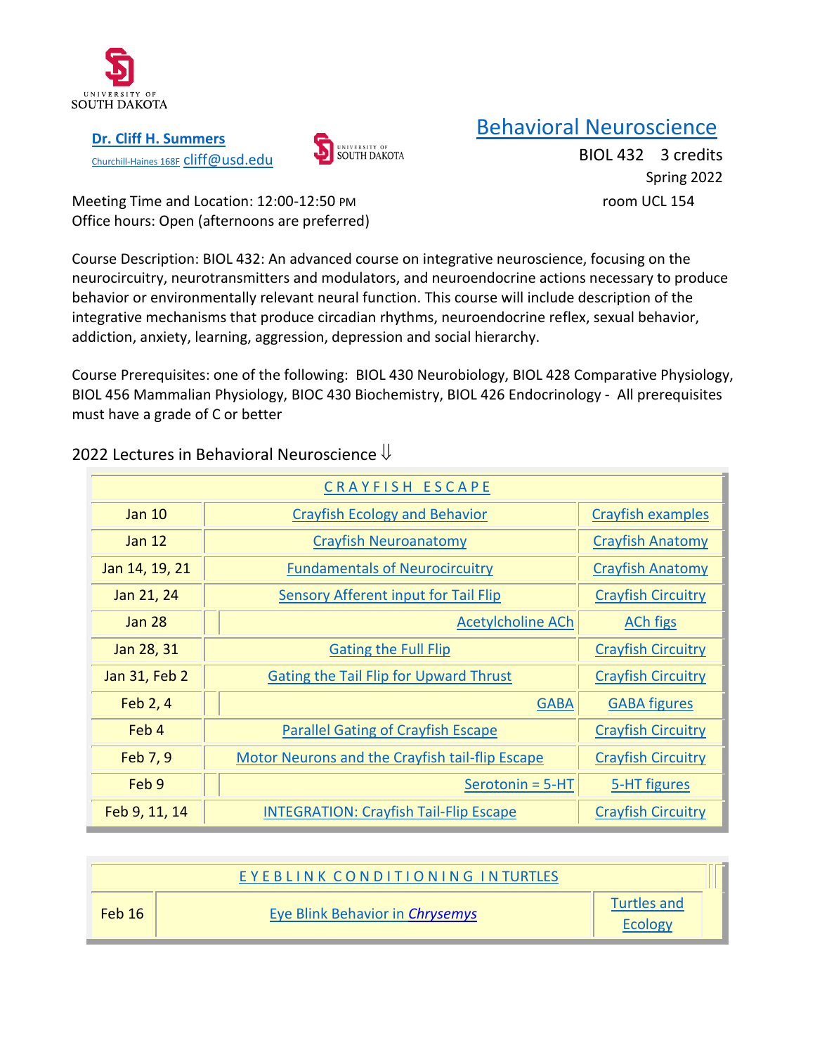UNIVERSITY OF SOUTH DAKOTA

**Dr. Cliff H. Summers**

Churchill-Haines 168F cliff@usd.edu

UNIVERSITY OF SOUTH DAKOTA

# Behavioral Neuroscience

BIOL 432 3 credits

Spring 2022

Meeting Time and Location: 12:00-12:50 PM room UCL 154

Office hours: Open (afternoons are preferred)

Course Description: BIOL 432: An advanced course on integrative neuroscience, focusing on the neurocircuitry, neurotransmitters and modulators, and neuroendocrine actions necessary to produce behavior or environmentally relevant neural function. This course will include description of the integrative mechanisms that produce circadian rhythms, neuroendocrine reflex, sexual behavior, addiction, anxiety, learning, aggression, depression and social hierarchy.

Course Prerequisites: one of the following: BIOL 430 Neurobiology, BIOL 428 Comparative Physiology, BIOL 456 Mammalian Physiology, BIOC 430 Biochemistry, BIOL 426 Endocrinology - All prerequisites must have a grade of C or better

## 2022 Lectures in Behavioral Neuroscience ⇓

| C R A Y F I S H E S C A P E | | |
|---|---|---|
| Jan 10 | Crayfish Ecology and Behavior | Crayfish examples |
| Jan 12 | Crayfish Neuroanatomy | Crayfish Anatomy |
| Jan 14, 19, 21 | Fundamentals of Neurocircuitry | Crayfish Anatomy |
| Jan 21, 24 | Sensory Afferent input for Tail Flip | Crayfish Circuitry |
| Jan 28 | Acetylcholine ACh | ACh figs |
| Jan 28, 31 | Gating the Full Flip | Crayfish Circuitry |
| Jan 31, Feb 2 | Gating the Tail Flip for Upward Thrust | Crayfish Circuitry |
| Feb 2, 4 | GABA | GABA figures |
| Feb 4 | Parallel Gating of Crayfish Escape | Crayfish Circuitry |
| Feb 7, 9 | Motor Neurons and the Crayfish tail-flip Escape | Crayfish Circuitry |
| Feb 9 | Serotonin = 5-HT | 5-HT figures |
| Feb 9, 11, 14 | INTEGRATION: Crayfish Tail-Flip Escape | Crayfish Circuitry |

| E Y E B L I N K C O N D I T I O N I N G I N TURTLES | | |
|---|---|---|
| Feb 16 | Eye Blink Behavior in *Chrysemys* | Turtles and Ecology |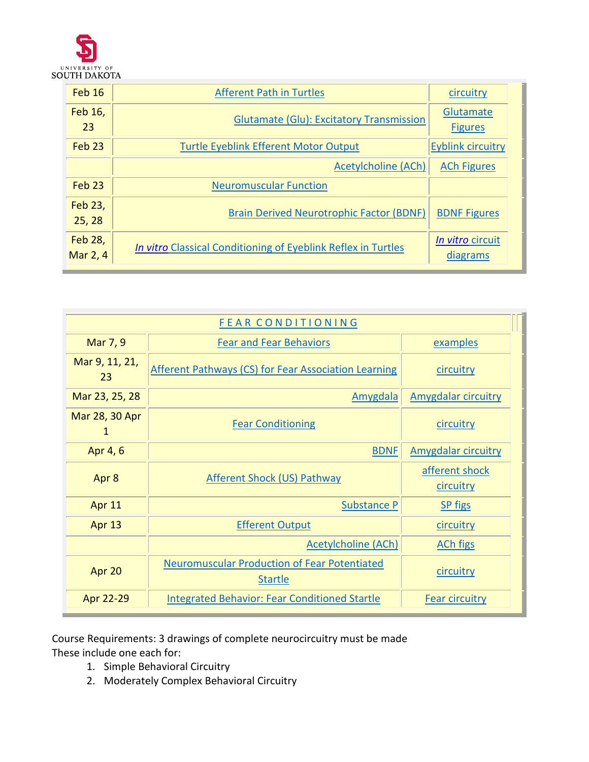| | | |
|---|---|---|
| Feb 16 | Afferent Path in Turtles | circuitry |
| Feb 16, 23 | Glutamate (Glu): Excitatory Transmission | Glutamate Figures |
| Feb 23 | Turtle Eyeblink Efferent Motor Output | Eyblink circuitry |
| | Acetylcholine (ACh) | ACh Figures |
| Feb 23 | Neuromuscular Function | |
| Feb 23, 25, 28 | Brain Derived Neurotrophic Factor (BDNF) | BDNF Figures |
| Feb 28, Mar 2, 4 | *In vitro* Classical Conditioning of Eyeblink Reflex in Turtles | *In vitro* circuit diagrams |

| F E A R C O N D I T I O N I N G | | |
|---|---|---|
| Mar 7, 9 | Fear and Fear Behaviors | examples |
| Mar 9, 11, 21, 23 | Afferent Pathways (CS) for Fear Association Learning | circuitry |
| Mar 23, 25, 28 | Amygdala | Amygdalar circuitry |
| Mar 28, 30 Apr 1 | Fear Conditioning | circuitry |
| Apr 4, 6 | BDNF | Amygdalar circuitry |
| Apr 8 | Afferent Shock (US) Pathway | afferent shock circuitry |
| Apr 11 | Substance P | SP figs |
| Apr 13 | Efferent Output | circuitry |
| | Acetylcholine (ACh) | ACh figs |
| Apr 20 | Neuromuscular Production of Fear Potentiated Startle | circuitry |
| Apr 22-29 | Integrated Behavior: Fear Conditioned Startle | Fear circuitry |

Course Requirements: 3 drawings of complete neurocircuitry must be made
These include one each for:

1. Simple Behavioral Circuitry
2. Moderately Complex Behavioral Circuitry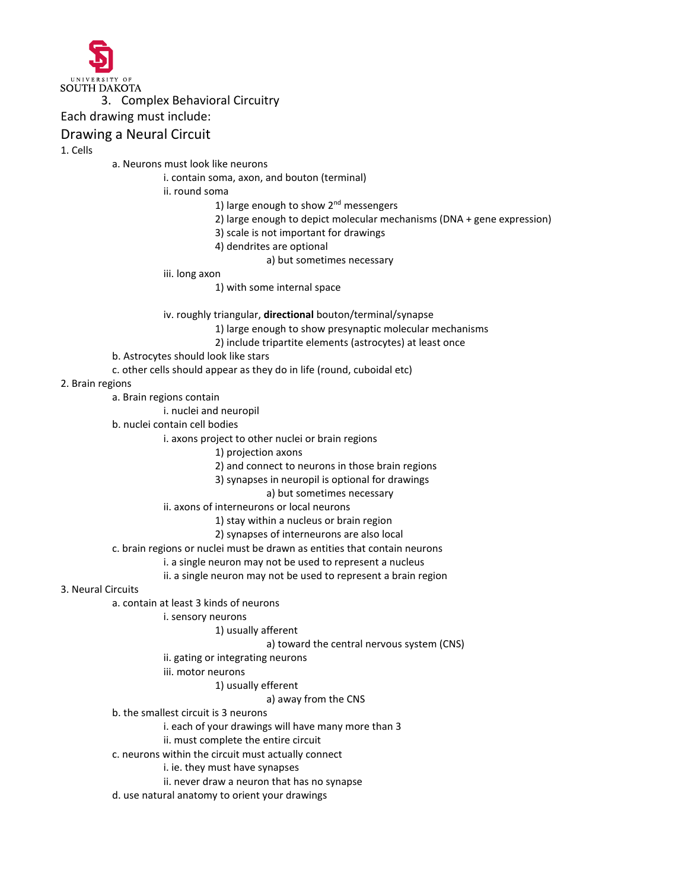3. Complex Behavioral Circuitry

Each drawing must include:

## Drawing a Neural Circuit

1. Cells
    - a. Neurons must look like neurons
        - i. contain soma, axon, and bouton (terminal)
        - ii. round soma
            - 1) large enough to show 2nd messengers
            - 2) large enough to depict molecular mechanisms (DNA + gene expression)
            - 3) scale is not important for drawings
            - 4) dendrites are optional
                - a) but sometimes necessary
        - iii. long axon
            - 1) with some internal space
        - iv. roughly triangular, **directional** bouton/terminal/synapse
            - 1) large enough to show presynaptic molecular mechanisms
            - 2) include tripartite elements (astrocytes) at least once
    - b. Astrocytes should look like stars
    - c. other cells should appear as they do in life (round, cuboidal etc)
2. Brain regions
    - a. Brain regions contain
        - i. nuclei and neuropil
    - b. nuclei contain cell bodies
        - i. axons project to other nuclei or brain regions
            - 1) projection axons
            - 2) and connect to neurons in those brain regions
            - 3) synapses in neuropil is optional for drawings
                - a) but sometimes necessary
        - ii. axons of interneurons or local neurons
            - 1) stay within a nucleus or brain region
            - 2) synapses of interneurons are also local
    - c. brain regions or nuclei must be drawn as entities that contain neurons
        - i. a single neuron may not be used to represent a nucleus
        - ii. a single neuron may not be used to represent a brain region
3. Neural Circuits
    - a. contain at least 3 kinds of neurons
        - i. sensory neurons
            - 1) usually afferent
                - a) toward the central nervous system (CNS)
        - ii. gating or integrating neurons
        - iii. motor neurons
            - 1) usually efferent
                - a) away from the CNS
    - b. the smallest circuit is 3 neurons
        - i. each of your drawings will have many more than 3
        - ii. must complete the entire circuit
    - c. neurons within the circuit must actually connect
        - i. ie. they must have synapses
        - ii. never draw a neuron that has no synapse
    - d. use natural anatomy to orient your drawings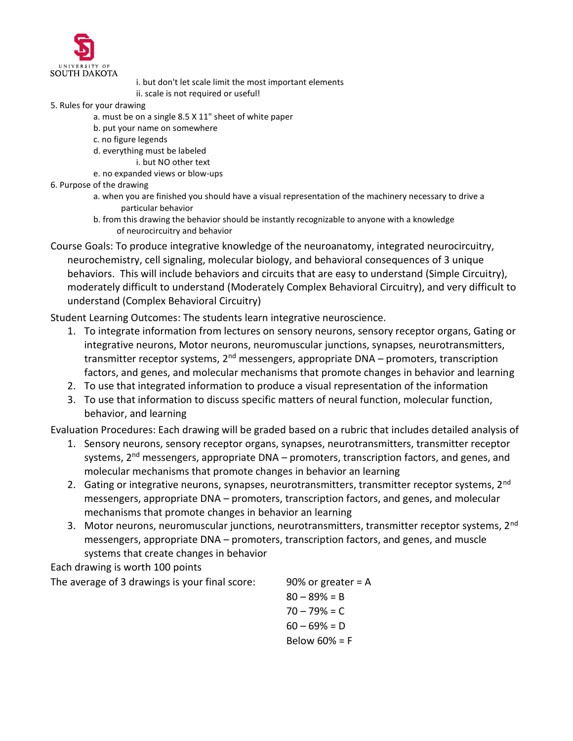i. but don't let scale limit the most important elements
        ii. scale is not required or useful!

5. Rules for your drawing
    a. must be on a single 8.5 X 11" sheet of white paper
    b. put your name on somewhere
    c. no figure legends
    d. everything must be labeled
        i. but NO other text
    e. no expanded views or blow-ups
6. Purpose of the drawing
    a. when you are finished you should have a visual representation of the machinery necessary to drive a particular behavior
    b. from this drawing the behavior should be instantly recognizable to anyone with a knowledge of neurocircuitry and behavior

Course Goals: To produce integrative knowledge of the neuroanatomy, integrated neurocircuitry, neurochemistry, cell signaling, molecular biology, and behavioral consequences of 3 unique behaviors. This will include behaviors and circuits that are easy to understand (Simple Circuitry), moderately difficult to understand (Moderately Complex Behavioral Circuitry), and very difficult to understand (Complex Behavioral Circuitry)

Student Learning Outcomes: The students learn integrative neuroscience.

1. To integrate information from lectures on sensory neurons, sensory receptor organs, Gating or integrative neurons, Motor neurons, neuromuscular junctions, synapses, neurotransmitters, transmitter receptor systems, 2nd messengers, appropriate DNA – promoters, transcription factors, and genes, and molecular mechanisms that promote changes in behavior and learning
2. To use that integrated information to produce a visual representation of the information
3. To use that information to discuss specific matters of neural function, molecular function, behavior, and learning

Evaluation Procedures: Each drawing will be graded based on a rubric that includes detailed analysis of

1. Sensory neurons, sensory receptor organs, synapses, neurotransmitters, transmitter receptor systems, 2nd messengers, appropriate DNA – promoters, transcription factors, and genes, and molecular mechanisms that promote changes in behavior an learning
2. Gating or integrative neurons, synapses, neurotransmitters, transmitter receptor systems, 2nd messengers, appropriate DNA – promoters, transcription factors, and genes, and molecular mechanisms that promote changes in behavior an learning
3. Motor neurons, neuromuscular junctions, neurotransmitters, transmitter receptor systems, 2nd messengers, appropriate DNA – promoters, transcription factors, and genes, and muscle systems that create changes in behavior

Each drawing is worth 100 points

The average of 3 drawings is your final score:

90% or greater = A
80 – 89% = B
70 – 79% = C
60 – 69% = D
Below 60% = F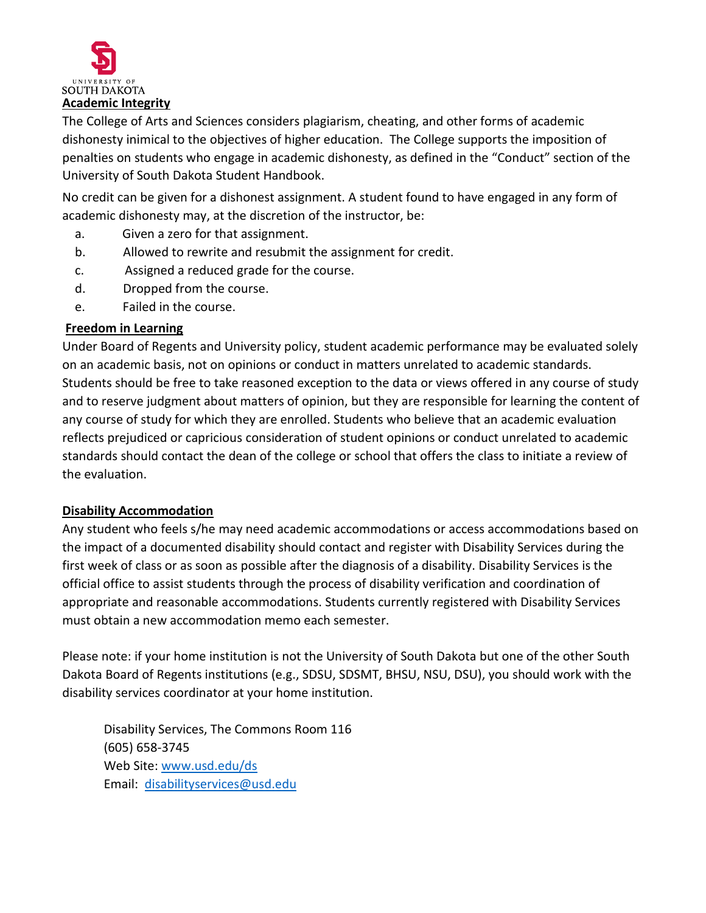UNIVERSITY OF SOUTH DAKOTA

## Academic Integrity

The College of Arts and Sciences considers plagiarism, cheating, and other forms of academic dishonesty inimical to the objectives of higher education. The College supports the imposition of penalties on students who engage in academic dishonesty, as defined in the "Conduct" section of the University of South Dakota Student Handbook.

No credit can be given for a dishonest assignment. A student found to have engaged in any form of academic dishonesty may, at the discretion of the instructor, be:

a. Given a zero for that assignment.
b. Allowed to rewrite and resubmit the assignment for credit.
c. Assigned a reduced grade for the course.
d. Dropped from the course.
e. Failed in the course.

## Freedom in Learning

Under Board of Regents and University policy, student academic performance may be evaluated solely on an academic basis, not on opinions or conduct in matters unrelated to academic standards. Students should be free to take reasoned exception to the data or views offered in any course of study and to reserve judgment about matters of opinion, but they are responsible for learning the content of any course of study for which they are enrolled. Students who believe that an academic evaluation reflects prejudiced or capricious consideration of student opinions or conduct unrelated to academic standards should contact the dean of the college or school that offers the class to initiate a review of the evaluation.

## Disability Accommodation

Any student who feels s/he may need academic accommodations or access accommodations based on the impact of a documented disability should contact and register with Disability Services during the first week of class or as soon as possible after the diagnosis of a disability. Disability Services is the official office to assist students through the process of disability verification and coordination of appropriate and reasonable accommodations. Students currently registered with Disability Services must obtain a new accommodation memo each semester.

Please note: if your home institution is not the University of South Dakota but one of the other South Dakota Board of Regents institutions (e.g., SDSU, SDSMT, BHSU, NSU, DSU), you should work with the disability services coordinator at your home institution.

Disability Services, The Commons Room 116
(605) 658-3745
Web Site: www.usd.edu/ds
Email: disabilityservices@usd.edu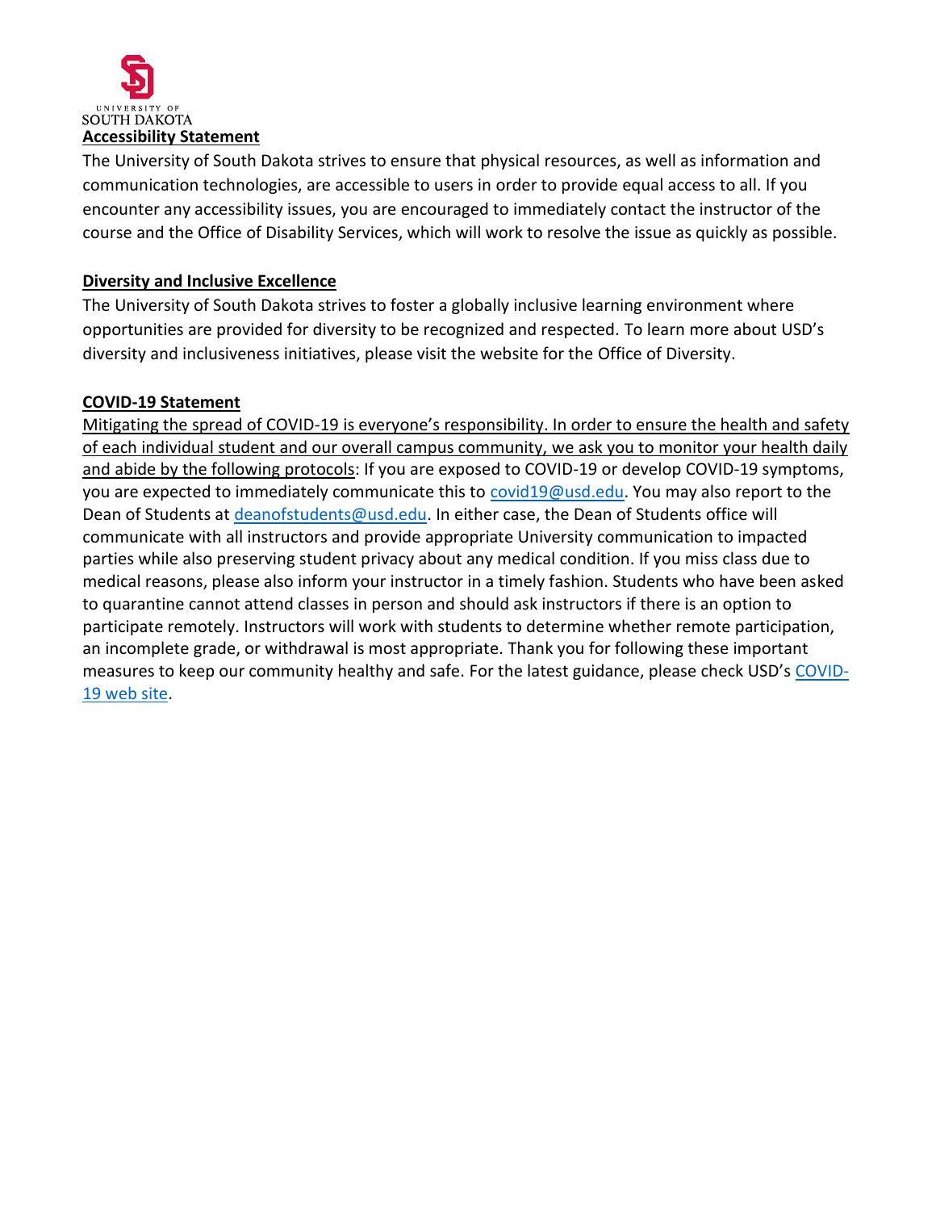UNIVERSITY OF SOUTH DAKOTA

**Accessibility Statement**

The University of South Dakota strives to ensure that physical resources, as well as information and communication technologies, are accessible to users in order to provide equal access to all. If you encounter any accessibility issues, you are encouraged to immediately contact the instructor of the course and the Office of Disability Services, which will work to resolve the issue as quickly as possible.

**Diversity and Inclusive Excellence**

The University of South Dakota strives to foster a globally inclusive learning environment where opportunities are provided for diversity to be recognized and respected. To learn more about USD's diversity and inclusiveness initiatives, please visit the website for the Office of Diversity.

**COVID-19 Statement**

Mitigating the spread of COVID-19 is everyone's responsibility. In order to ensure the health and safety of each individual student and our overall campus community, we ask you to monitor your health daily and abide by the following protocols: If you are exposed to COVID-19 or develop COVID-19 symptoms, you are expected to immediately communicate this to covid19@usd.edu. You may also report to the Dean of Students at deanofstudents@usd.edu. In either case, the Dean of Students office will communicate with all instructors and provide appropriate University communication to impacted parties while also preserving student privacy about any medical condition. If you miss class due to medical reasons, please also inform your instructor in a timely fashion. Students who have been asked to quarantine cannot attend classes in person and should ask instructors if there is an option to participate remotely. Instructors will work with students to determine whether remote participation, an incomplete grade, or withdrawal is most appropriate. Thank you for following these important measures to keep our community healthy and safe. For the latest guidance, please check USD's COVID-19 web site.